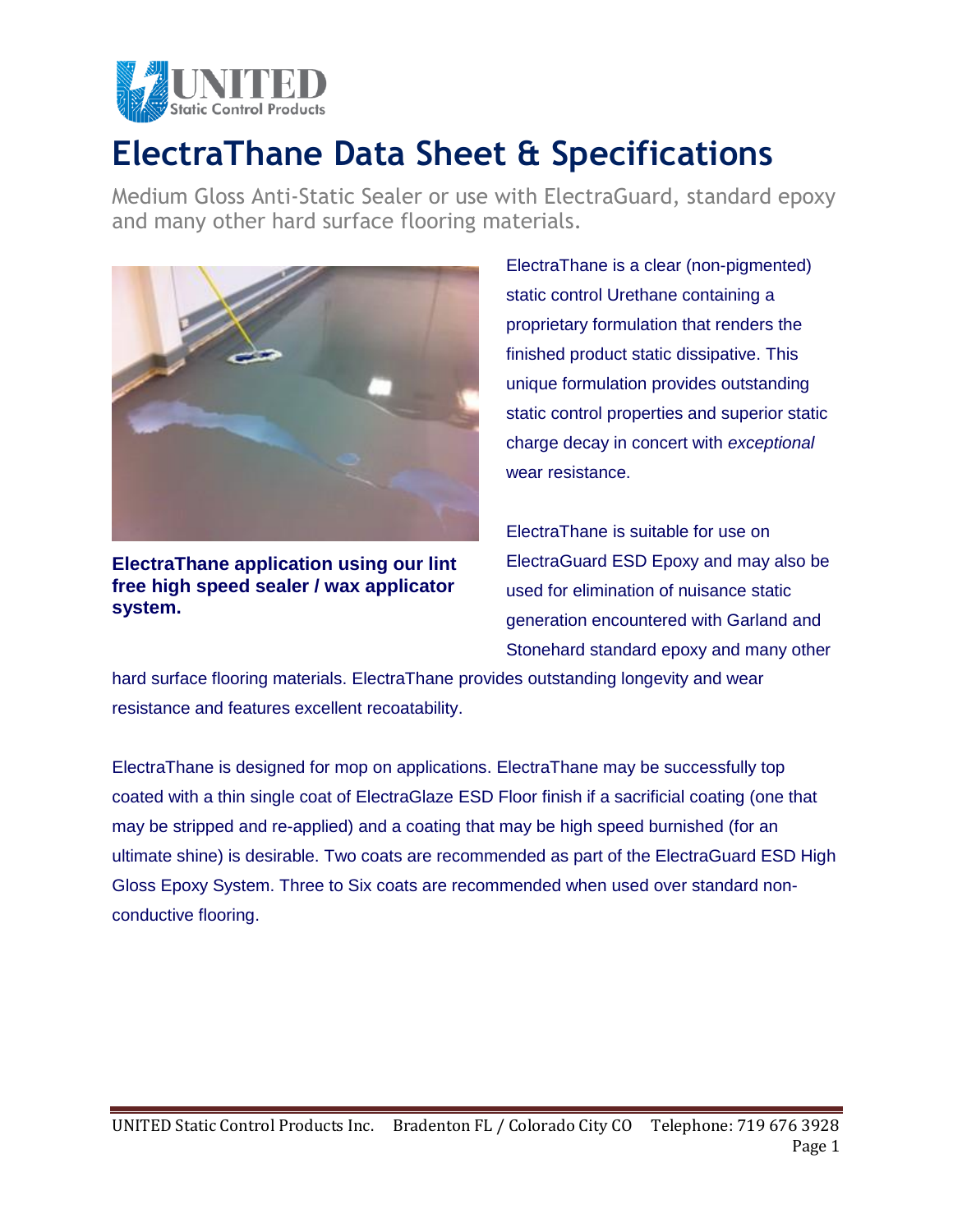# ElectraThane Data Sheet & Specifications

Medium Gloss Anti-Static Sealer or use with ElectraGuard, standard epoxy and many other hard surface flooring materials.

**ElectraThane application using our lint free high speed sealer / wax applicator system.**

ElectraThane is a clear (non-pigmented) static control Urethane containing a proprietary formulation that renders the finished product static dissipative. This unique formulation provides outstanding static control properties and superior static charge decay in concert with *exceptional* wear resistance.

ElectraThane is suitable for use on ElectraGuard ESD Epoxy and may also be used for elimination of nuisance static generation encountered with Garland and Stonehard standard epoxy and many other hard surface flooring materials. ElectraThane provides outstanding longevity and wear resistance and features excellent recoatability.

ElectraThane is designed for mop on applications. ElectraThane may be successfully top coated with a thin single coat of ElectraGlaze ESD Floor finish if a sacrificial coating (one that may be stripped and re-applied) and a coating that may be high speed burnished (for an ultimate shine) is desirable. Two coats are recommended as part of the ElectraGuard ESD High Gloss Epoxy System. Three to Six coats are recommended when used over standard non-conductive flooring.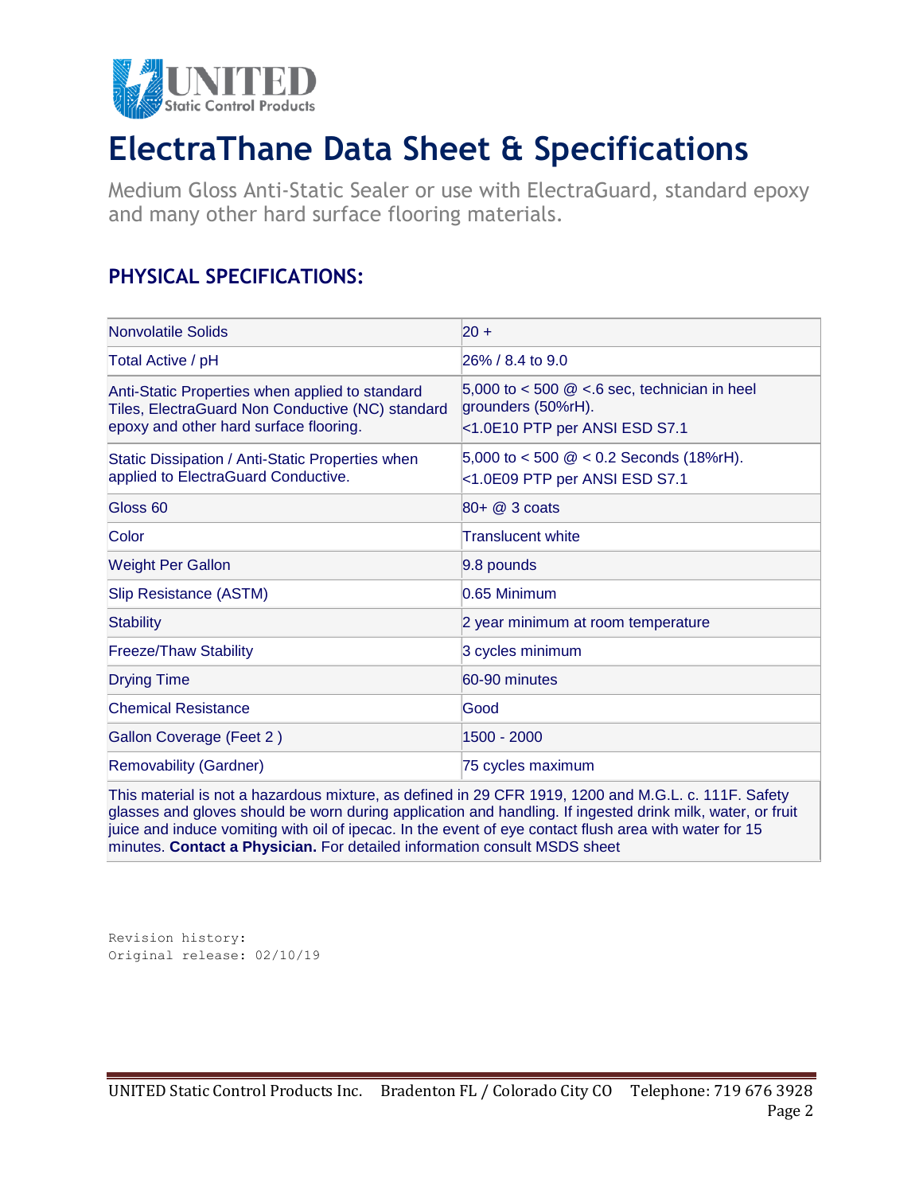# ElectraThane Data Sheet & Specifications

Medium Gloss Anti-Static Sealer or use with ElectraGuard, standard epoxy and many other hard surface flooring materials.

## PHYSICAL SPECIFICATIONS:

| | |
|---|---|
| Nonvolatile Solids | 20 + |
| Total Active / pH | 26% / 8.4 to 9.0 |
| Anti-Static Properties when applied to standard Tiles, ElectraGuard Non Conductive (NC) standard epoxy and other hard surface flooring. | 5,000 to < 500 @ <.6 sec, technician in heel grounders (50%rH).<br><1.0E10 PTP per ANSI ESD S7.1 |
| Static Dissipation / Anti-Static Properties when applied to ElectraGuard Conductive. | 5,000 to < 500 @ < 0.2 Seconds (18%rH).<br><1.0E09 PTP per ANSI ESD S7.1 |
| Gloss 60 | 80+ @ 3 coats |
| Color | Translucent white |
| Weight Per Gallon | 9.8 pounds |
| Slip Resistance (ASTM) | 0.65 Minimum |
| Stability | 2 year minimum at room temperature |
| Freeze/Thaw Stability | 3 cycles minimum |
| Drying Time | 60-90 minutes |
| Chemical Resistance | Good |
| Gallon Coverage (Feet 2 ) | 1500 - 2000 |
| Removability (Gardner) | 75 cycles maximum |

This material is not a hazardous mixture, as defined in 29 CFR 1919, 1200 and M.G.L. c. 111F. Safety glasses and gloves should be worn during application and handling. If ingested drink milk, water, or fruit juice and induce vomiting with oil of ipecac. In the event of eye contact flush area with water for 15 minutes. **Contact a Physician.** For detailed information consult MSDS sheet

Revision history:
Original release: 02/10/19

UNITED Static Control Products Inc. Bradenton FL / Colorado City CO Telephone: 719 676 3928